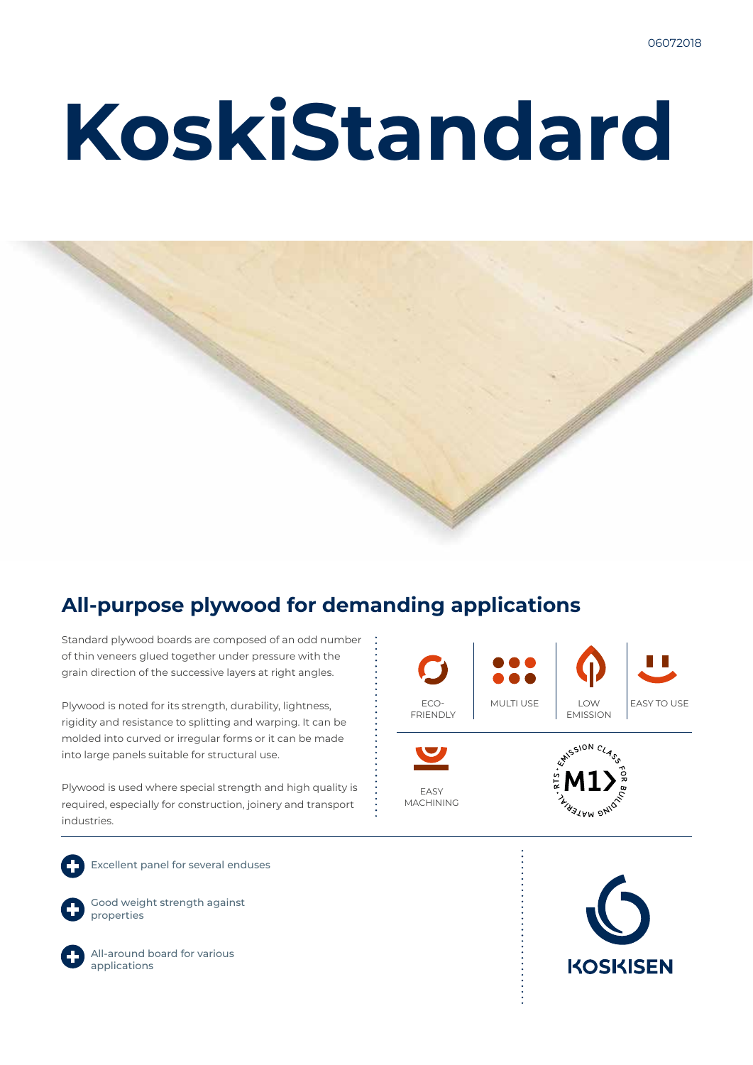06072018

# KoskiStandard

## All-purpose plywood for demanding applications

Standard plywood boards are composed of an odd number of thin veneers glued together under pressure with the grain direction of the successive layers at right angles.

Plywood is noted for its strength, durability, lightness, rigidity and resistance to splitting and warping. It can be molded into curved or irregular forms or it can be made into large panels suitable for structural use.

Plywood is used where special strength and high quality is required, especially for construction, joinery and transport industries.

ECO-FRIENDLY | MULTI USE | LOW EMISSION | EASY TO USE | EASY MACHINING

EMISSION CLASS FOR BUILDING MATERIALS · RTS · M1

- Excellent panel for several enduses
- Good weight strength against properties
- All-around board for various applications

KOSKISEN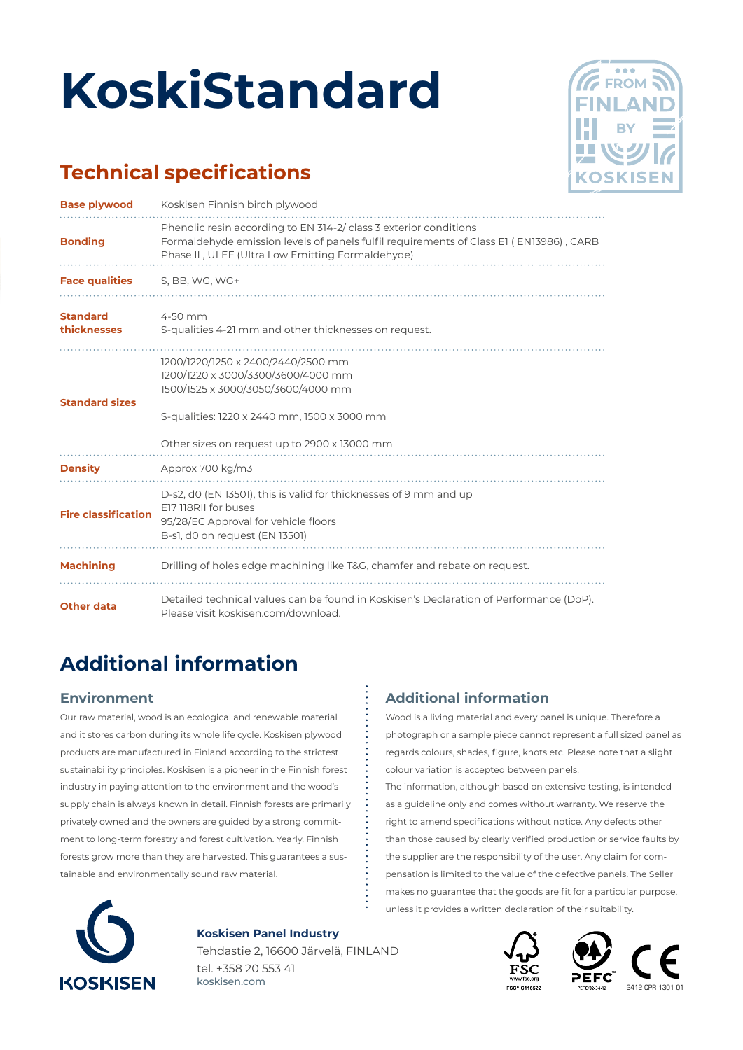# KoskiStandard

## Technical specifications

| | |
|---|---|
| **Base plywood** | Koskisen Finnish birch plywood |
| **Bonding** | Phenolic resin according to EN 314-2/ class 3 exterior conditions<br>Formaldehyde emission levels of panels fulfil requirements of Class E1 ( EN13986) , CARB Phase II , ULEF (Ultra Low Emitting Formaldehyde) |
| **Face qualities** | S, BB, WG, WG+ |
| **Standard thicknesses** | 4-50 mm<br>S-qualities 4-21 mm and other thicknesses on request. |
| **Standard sizes** | 1200/1220/1250 x 2400/2440/2500 mm<br>1200/1220 x 3000/3300/3600/4000 mm<br>1500/1525 x 3000/3050/3600/4000 mm<br><br>S-qualities: 1220 x 2440 mm, 1500 x 3000 mm<br><br>Other sizes on request up to 2900 x 13000 mm |
| **Density** | Approx 700 kg/m3 |
| **Fire classification** | D-s2, d0 (EN 13501), this is valid for thicknesses of 9 mm and up<br>E17 118RII for buses<br>95/28/EC Approval for vehicle floors<br>B-s1, d0 on request (EN 13501) |
| **Machining** | Drilling of holes edge machining like T&G, chamfer and rebate on request. |
| **Other data** | Detailed technical values can be found in Koskisen's Declaration of Performance (DoP).<br>Please visit koskisen.com/download. |

## Additional information

### Environment

Our raw material, wood is an ecological and renewable material and it stores carbon during its whole life cycle. Koskisen plywood products are manufactured in Finland according to the strictest sustainability principles. Koskisen is a pioneer in the Finnish forest industry in paying attention to the environment and the wood's supply chain is always known in detail. Finnish forests are primarily privately owned and the owners are guided by a strong commitment to long-term forestry and forest cultivation. Yearly, Finnish forests grow more than they are harvested. This guarantees a sustainable and environmentally sound raw material.

### Additional information

Wood is a living material and every panel is unique. Therefore a photograph or a sample piece cannot represent a full sized panel as regards colours, shades, figure, knots etc. Please note that a slight colour variation is accepted between panels.

The information, although based on extensive testing, is intended as a guideline only and comes without warranty. We reserve the right to amend specifications without notice. Any defects other than those caused by clearly verified production or service faults by the supplier are the responsibility of the user. Any claim for compensation is limited to the value of the defective panels. The Seller makes no guarantee that the goods are fit for a particular purpose, unless it provides a written declaration of their suitability.

**Koskisen Panel Industry**
Tehdastie 2, 16600 Järvelä, FINLAND
tel. +358 20 553 41
koskisen.com

FSC® C116522 · PEFC/02-34-12 · 2412-CPR-1301-01